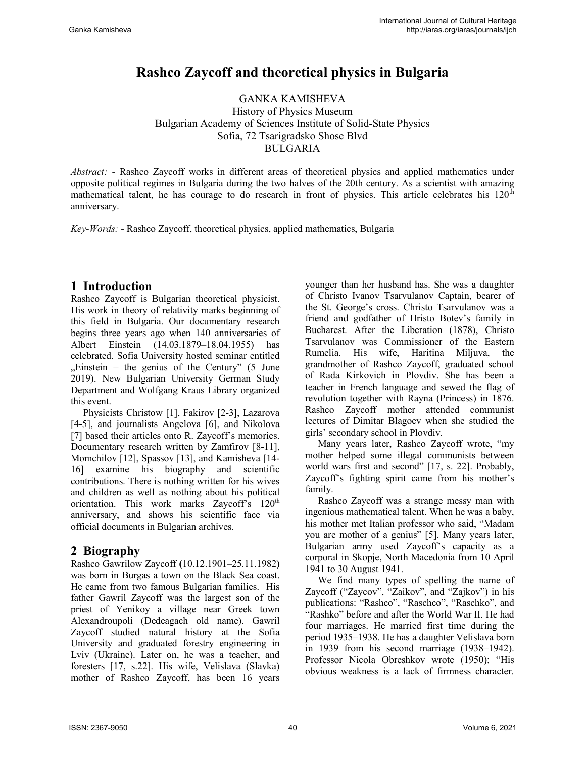# Rashco Zaycoff and theoretical physics in Bulgaria

GANKA KAMISHEVA
History of Physics Museum
Bulgarian Academy of Sciences Institute of Solid-State Physics
Sofia, 72 Tsarigradsko Shose Blvd
BULGARIA

*Abstract:* - Rashco Zaycoff works in different areas of theoretical physics and applied mathematics under opposite political regimes in Bulgaria during the two halves of the 20th century. As a scientist with amazing mathematical talent, he has courage to do research in front of physics. This article celebrates his 120th anniversary.

*Key-Words:* - Rashco Zaycoff, theoretical physics, applied mathematics, Bulgaria

## 1 Introduction

Rashco Zaycoff is Bulgarian theoretical physicist. His work in theory of relativity marks beginning of this field in Bulgaria. Our documentary research begins three years ago when 140 anniversaries of Albert Einstein (14.03.1879–18.04.1955) has celebrated. Sofia University hosted seminar entitled „Einstein – the genius of the Century" (5 June 2019). New Bulgarian University German Study Department and Wolfgang Kraus Library organized this event.

Physicists Christow [1], Fakirov [2-3], Lazarova [4-5], and journalists Angelova [6], and Nikolova [7] based their articles onto R. Zaycoff's memories. Documentary research written by Zamfirov [8-11], Momchilov [12], Spassov [13], and Kamisheva [14-16] examine his biography and scientific contributions. There is nothing written for his wives and children as well as nothing about his political orientation. This work marks Zaycoff's 120th anniversary, and shows his scientific face via official documents in Bulgarian archives.

## 2 Biography

Rashco Gawrilow Zaycoff **(**10.12.1901–25.11.1982**)** was born in Burgas a town on the Black Sea coast. He came from two famous Bulgarian families. His father Gawril Zaycoff was the largest son of the priest of Yenikoy a village near Greek town Alexandroupoli (Dedeagach old name). Gawril Zaycoff studied natural history at the Sofia University and graduated forestry engineering in Lviv (Ukraine). Later on, he was a teacher, and foresters [17, s.22]. His wife, Velislava (Slavka) mother of Rashco Zaycoff, has been 16 years younger than her husband has. She was a daughter of Christo Ivanov Tsarvulanov Captain, bearer of the St. George's cross. Christo Tsarvulanov was a friend and godfather of Hristo Botev's family in Bucharest. After the Liberation (1878), Christo Tsarvulanov was Commissioner of the Eastern Rumelia. His wife, Haritina Miljuva, the grandmother of Rashco Zaycoff, graduated school of Rada Kirkovich in Plovdiv. She has been a teacher in French language and sewed the flag of revolution together with Rayna (Princess) in 1876. Rashco Zaycoff mother attended communist lectures of Dimitar Blagoev when she studied the girls' secondary school in Plovdiv.

Many years later, Rashco Zaycoff wrote, "my mother helped some illegal communists between world wars first and second" [17, s. 22]. Probably, Zaycoff's fighting spirit came from his mother's family.

Rashco Zaycoff was a strange messy man with ingenious mathematical talent. When he was a baby, his mother met Italian professor who said, "Madam you are mother of a genius" [5]. Many years later, Bulgarian army used Zaycoff's capacity as a corporal in Skopje, North Macedonia from 10 April 1941 to 30 August 1941.

We find many types of spelling the name of Zaycoff ("Zaycov", "Zaikov", and "Zajkov") in his publications: "Rashco", "Raschco", "Raschko", and "Rashko" before and after the World War II. He had four marriages. He married first time during the period 1935–1938. He has a daughter Velislava born in 1939 from his second marriage (1938–1942). Professor Nicola Obreshkov wrote (1950): "His obvious weakness is a lack of firmness character.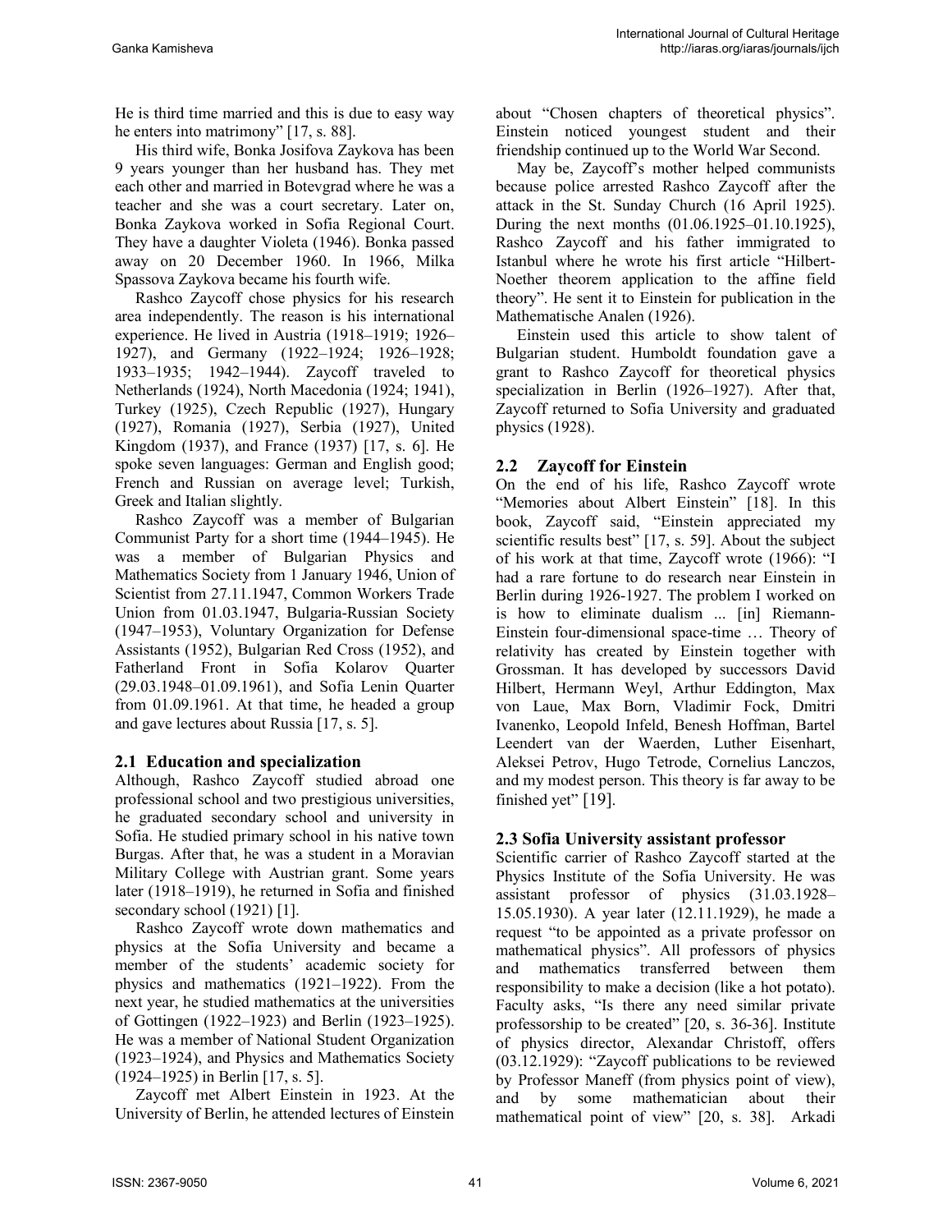He is third time married and this is due to easy way he enters into matrimony" [17, s. 88].

His third wife, Bonka Josifova Zaykova has been 9 years younger than her husband has. They met each other and married in Botevgrad where he was a teacher and she was a court secretary. Later on, Bonka Zaykova worked in Sofia Regional Court. They have a daughter Violeta (1946). Bonka passed away on 20 December 1960. In 1966, Milka Spassova Zaykova became his fourth wife.

Rashco Zaycoff chose physics for his research area independently. The reason is his international experience. He lived in Austria (1918–1919; 1926–1927), and Germany (1922–1924; 1926–1928; 1933–1935; 1942–1944). Zaycoff traveled to Netherlands (1924), North Macedonia (1924; 1941), Turkey (1925), Czech Republic (1927), Hungary (1927), Romania (1927), Serbia (1927), United Kingdom (1937), and France (1937) [17, s. 6]. He spoke seven languages: German and English good; French and Russian on average level; Turkish, Greek and Italian slightly.

Rashco Zaycoff was a member of Bulgarian Communist Party for a short time (1944–1945). He was a member of Bulgarian Physics and Mathematics Society from 1 January 1946, Union of Scientist from 27.11.1947, Common Workers Trade Union from 01.03.1947, Bulgaria-Russian Society (1947–1953), Voluntary Organization for Defense Assistants (1952), Bulgarian Red Cross (1952), and Fatherland Front in Sofia Kolarov Quarter (29.03.1948–01.09.1961), and Sofia Lenin Quarter from 01.09.1961. At that time, he headed a group and gave lectures about Russia [17, s. 5].

## 2.1 Education and specialization

Although, Rashco Zaycoff studied abroad one professional school and two prestigious universities, he graduated secondary school and university in Sofia. He studied primary school in his native town Burgas. After that, he was a student in a Moravian Military College with Austrian grant. Some years later (1918–1919), he returned in Sofia and finished secondary school (1921) [1].

Rashco Zaycoff wrote down mathematics and physics at the Sofia University and became a member of the students' academic society for physics and mathematics (1921–1922). From the next year, he studied mathematics at the universities of Gottingen (1922–1923) and Berlin (1923–1925). He was a member of National Student Organization (1923–1924), and Physics and Mathematics Society (1924–1925) in Berlin [17, s. 5].

Zaycoff met Albert Einstein in 1923. At the University of Berlin, he attended lectures of Einstein about "Chosen chapters of theoretical physics". Einstein noticed youngest student and their friendship continued up to the World War Second.

May be, Zaycoff's mother helped communists because police arrested Rashco Zaycoff after the attack in the St. Sunday Church (16 April 1925). During the next months (01.06.1925–01.10.1925), Rashco Zaycoff and his father immigrated to Istanbul where he wrote his first article "Hilbert-Noether theorem application to the affine field theory". He sent it to Einstein for publication in the Mathematische Analen (1926).

Einstein used this article to show talent of Bulgarian student. Humboldt foundation gave a grant to Rashco Zaycoff for theoretical physics specialization in Berlin (1926–1927). After that, Zaycoff returned to Sofia University and graduated physics (1928).

## 2.2 Zaycoff for Einstein

On the end of his life, Rashco Zaycoff wrote "Memories about Albert Einstein" [18]. In this book, Zaycoff said, "Einstein appreciated my scientific results best" [17, s. 59]. About the subject of his work at that time, Zaycoff wrote (1966): "I had a rare fortune to do research near Einstein in Berlin during 1926-1927. The problem I worked on is how to eliminate dualism ... [in] Riemann-Einstein four-dimensional space-time … Theory of relativity has created by Einstein together with Grossman. It has developed by successors David Hilbert, Hermann Weyl, Arthur Eddington, Max von Laue, Max Born, Vladimir Fock, Dmitri Ivanenko, Leopold Infeld, Benesh Hoffman, Bartel Leendert van der Waerden, Luther Eisenhart, Aleksei Petrov, Hugo Tetrode, Cornelius Lanczos, and my modest person. This theory is far away to be finished yet" [19].

## 2.3 Sofia University assistant professor

Scientific carrier of Rashco Zaycoff started at the Physics Institute of the Sofia University. He was assistant professor of physics (31.03.1928–15.05.1930). A year later (12.11.1929), he made a request "to be appointed as a private professor on mathematical physics". All professors of physics and mathematics transferred between them responsibility to make a decision (like a hot potato). Faculty asks, "Is there any need similar private professorship to be created" [20, s. 36-36]. Institute of physics director, Alexandar Christoff, offers (03.12.1929): "Zaycoff publications to be reviewed by Professor Maneff (from physics point of view), and by some mathematician about their mathematical point of view" [20, s. 38]. Arkadi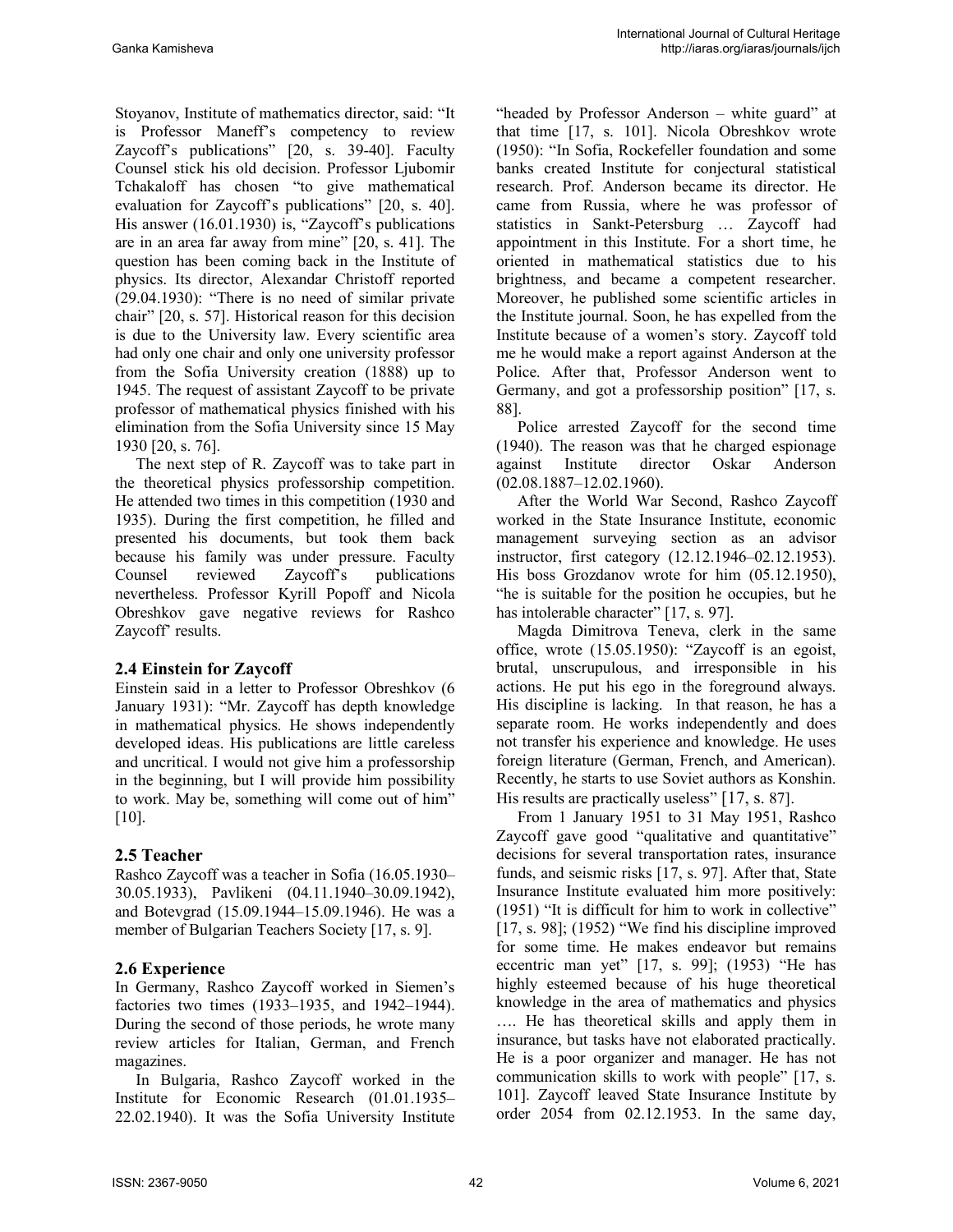Stoyanov, Institute of mathematics director, said: "It is Professor Maneff's competency to review Zaycoff's publications" [20, s. 39-40]. Faculty Counsel stick his old decision. Professor Ljubomir Tchakaloff has chosen "to give mathematical evaluation for Zaycoff's publications" [20, s. 40]. His answer (16.01.1930) is, "Zaycoff's publications are in an area far away from mine" [20, s. 41]. The question has been coming back in the Institute of physics. Its director, Alexandar Christoff reported (29.04.1930): "There is no need of similar private chair" [20, s. 57]. Historical reason for this decision is due to the University law. Every scientific area had only one chair and only one university professor from the Sofia University creation (1888) up to 1945. The request of assistant Zaycoff to be private professor of mathematical physics finished with his elimination from the Sofia University since 15 May 1930 [20, s. 76].

The next step of R. Zaycoff was to take part in the theoretical physics professorship competition. He attended two times in this competition (1930 and 1935). During the first competition, he filled and presented his documents, but took them back because his family was under pressure. Faculty Counsel reviewed Zaycoff's publications nevertheless. Professor Kyrill Popoff and Nicola Obreshkov gave negative reviews for Rashco Zaycoff' results.

## 2.4 Einstein for Zaycoff

Einstein said in a letter to Professor Obreshkov (6 January 1931): "Mr. Zaycoff has depth knowledge in mathematical physics. He shows independently developed ideas. His publications are little careless and uncritical. I would not give him a professorship in the beginning, but I will provide him possibility to work. May be, something will come out of him" [10].

## 2.5 Teacher

Rashco Zaycoff was a teacher in Sofia (16.05.1930–30.05.1933), Pavlikeni (04.11.1940–30.09.1942), and Botevgrad (15.09.1944–15.09.1946). He was a member of Bulgarian Teachers Society [17, s. 9].

## 2.6 Experience

In Germany, Rashco Zaycoff worked in Siemen's factories two times (1933–1935, and 1942–1944). During the second of those periods, he wrote many review articles for Italian, German, and French magazines.

In Bulgaria, Rashco Zaycoff worked in the Institute for Economic Research (01.01.1935–22.02.1940). It was the Sofia University Institute "headed by Professor Anderson – white guard" at that time [17, s. 101]. Nicola Obreshkov wrote (1950): "In Sofia, Rockefeller foundation and some banks created Institute for conjectural statistical research. Prof. Anderson became its director. He came from Russia, where he was professor of statistics in Sankt-Petersburg … Zaycoff had appointment in this Institute. For a short time, he oriented in mathematical statistics due to his brightness, and became a competent researcher. Moreover, he published some scientific articles in the Institute journal. Soon, he has expelled from the Institute because of a women's story. Zaycoff told me he would make a report against Anderson at the Police. After that, Professor Anderson went to Germany, and got a professorship position" [17, s. 88].

Police arrested Zaycoff for the second time (1940). The reason was that he charged espionage against Institute director Oskar Anderson (02.08.1887–12.02.1960).

After the World War Second, Rashco Zaycoff worked in the State Insurance Institute, economic management surveying section as an advisor instructor, first category (12.12.1946–02.12.1953). His boss Grozdanov wrote for him (05.12.1950), "he is suitable for the position he occupies, but he has intolerable character" [17, s. 97].

Magda Dimitrova Teneva, clerk in the same office, wrote (15.05.1950): "Zaycoff is an egoist, brutal, unscrupulous, and irresponsible in his actions. He put his ego in the foreground always. His discipline is lacking. In that reason, he has a separate room. He works independently and does not transfer his experience and knowledge. He uses foreign literature (German, French, and American). Recently, he starts to use Soviet authors as Konshin. His results are practically useless" [17, s. 87].

From 1 January 1951 to 31 May 1951, Rashco Zaycoff gave good "qualitative and quantitative" decisions for several transportation rates, insurance funds, and seismic risks [17, s. 97]. After that, State Insurance Institute evaluated him more positively: (1951) "It is difficult for him to work in collective" [17, s. 98]; (1952) "We find his discipline improved for some time. He makes endeavor but remains eccentric man yet" [17, s. 99]; (1953) "He has highly esteemed because of his huge theoretical knowledge in the area of mathematics and physics …. He has theoretical skills and apply them in insurance, but tasks have not elaborated practically. He is a poor organizer and manager. He has not communication skills to work with people" [17, s. 101]. Zaycoff leaved State Insurance Institute by order 2054 from 02.12.1953. In the same day,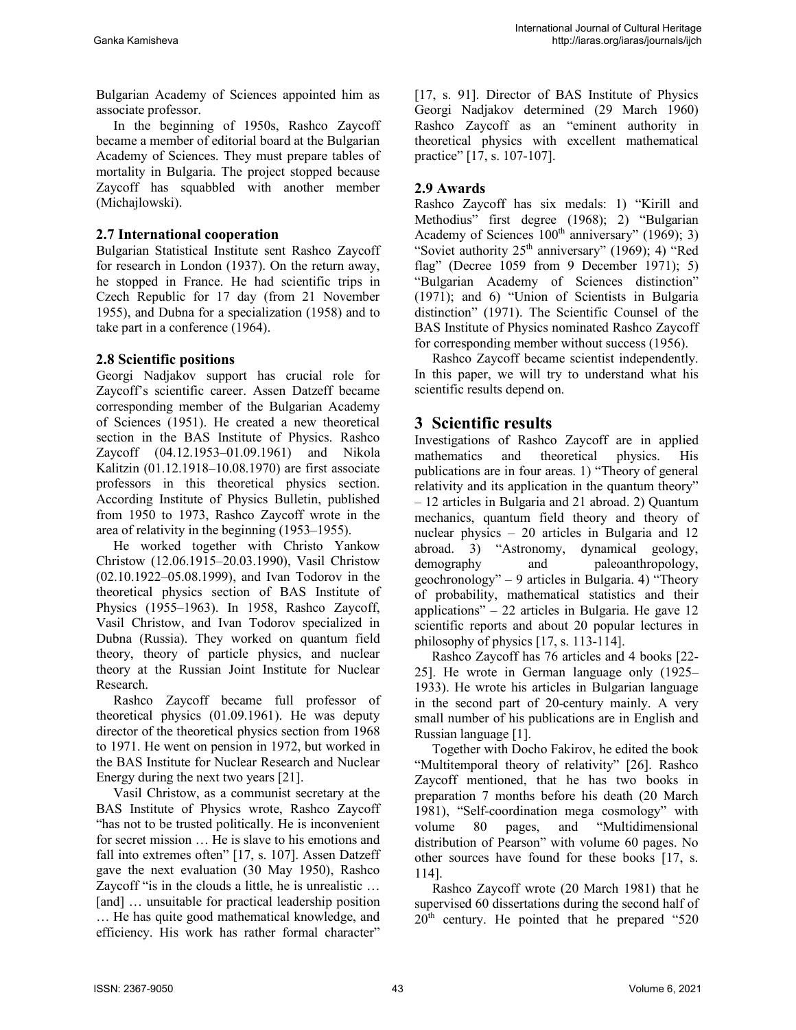Bulgarian Academy of Sciences appointed him as associate professor.

In the beginning of 1950s, Rashco Zaycoff became a member of editorial board at the Bulgarian Academy of Sciences. They must prepare tables of mortality in Bulgaria. The project stopped because Zaycoff has squabbled with another member (Michajlowski).

### 2.7 International cooperation

Bulgarian Statistical Institute sent Rashco Zaycoff for research in London (1937). On the return away, he stopped in France. He had scientific trips in Czech Republic for 17 day (from 21 November 1955), and Dubna for a specialization (1958) and to take part in a conference (1964).

### 2.8 Scientific positions

Georgi Nadjakov support has crucial role for Zaycoff's scientific career. Assen Datzeff became corresponding member of the Bulgarian Academy of Sciences (1951). He created a new theoretical section in the BAS Institute of Physics. Rashco Zaycoff (04.12.1953–01.09.1961) and Nikola Kalitzin (01.12.1918–10.08.1970) are first associate professors in this theoretical physics section. According Institute of Physics Bulletin, published from 1950 to 1973, Rashco Zaycoff wrote in the area of relativity in the beginning (1953–1955).

He worked together with Christo Yankow Christow (12.06.1915–20.03.1990), Vasil Christow (02.10.1922–05.08.1999), and Ivan Todorov in the theoretical physics section of BAS Institute of Physics (1955–1963). In 1958, Rashco Zaycoff, Vasil Christow, and Ivan Todorov specialized in Dubna (Russia). They worked on quantum field theory, theory of particle physics, and nuclear theory at the Russian Joint Institute for Nuclear Research.

Rashco Zaycoff became full professor of theoretical physics (01.09.1961). He was deputy director of the theoretical physics section from 1968 to 1971. He went on pension in 1972, but worked in the BAS Institute for Nuclear Research and Nuclear Energy during the next two years [21].

Vasil Christow, as a communist secretary at the BAS Institute of Physics wrote, Rashco Zaycoff "has not to be trusted politically. He is inconvenient for secret mission … He is slave to his emotions and fall into extremes often" [17, s. 107]. Assen Datzeff gave the next evaluation (30 May 1950), Rashco Zaycoff "is in the clouds a little, he is unrealistic … [and] … unsuitable for practical leadership position … He has quite good mathematical knowledge, and efficiency. His work has rather formal character" [17, s. 91]. Director of BAS Institute of Physics Georgi Nadjakov determined (29 March 1960) Rashco Zaycoff as an "eminent authority in theoretical physics with excellent mathematical practice" [17, s. 107-107].

### 2.9 Awards

Rashco Zaycoff has six medals: 1) "Kirill and Methodius" first degree (1968); 2) "Bulgarian Academy of Sciences 100th anniversary" (1969); 3) "Soviet authority 25th anniversary" (1969); 4) "Red flag" (Decree 1059 from 9 December 1971); 5) "Bulgarian Academy of Sciences distinction" (1971); and 6) "Union of Scientists in Bulgaria distinction" (1971). The Scientific Counsel of the BAS Institute of Physics nominated Rashco Zaycoff for corresponding member without success (1956).

Rashco Zaycoff became scientist independently. In this paper, we will try to understand what his scientific results depend on.

## 3 Scientific results

Investigations of Rashco Zaycoff are in applied mathematics and theoretical physics. His publications are in four areas. 1) "Theory of general relativity and its application in the quantum theory" – 12 articles in Bulgaria and 21 abroad. 2) Quantum mechanics, quantum field theory and theory of nuclear physics – 20 articles in Bulgaria and 12 abroad. 3) "Astronomy, dynamical geology, demography and paleoanthropology, geochronology" – 9 articles in Bulgaria. 4) "Theory of probability, mathematical statistics and their applications" – 22 articles in Bulgaria. He gave 12 scientific reports and about 20 popular lectures in philosophy of physics [17, s. 113-114].

Rashco Zaycoff has 76 articles and 4 books [22-25]. He wrote in German language only (1925–1933). He wrote his articles in Bulgarian language in the second part of 20-century mainly. A very small number of his publications are in English and Russian language [1].

Together with Docho Fakirov, he edited the book "Multitemporal theory of relativity" [26]. Rashco Zaycoff mentioned, that he has two books in preparation 7 months before his death (20 March 1981), "Self-coordination mega cosmology" with volume 80 pages, and "Multidimensional distribution of Pearson" with volume 60 pages. No other sources have found for these books [17, s. 114].

Rashco Zaycoff wrote (20 March 1981) that he supervised 60 dissertations during the second half of 20th century. He pointed that he prepared "520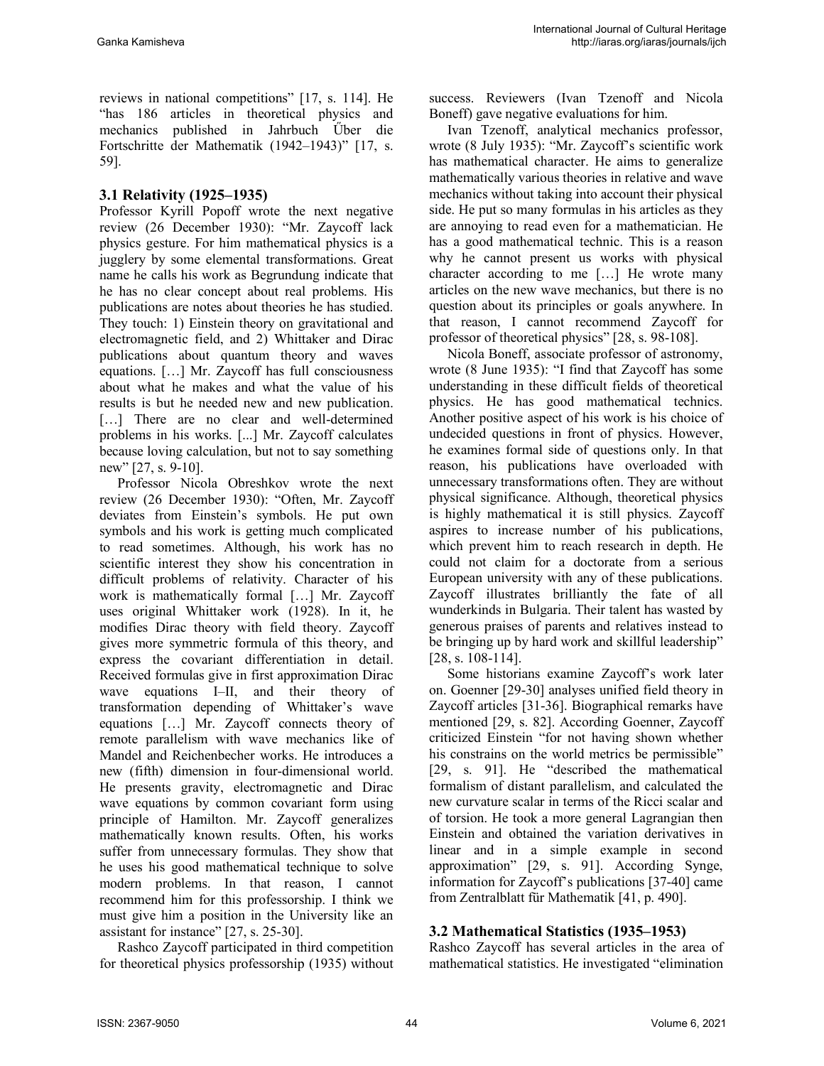reviews in national competitions" [17, s. 114]. He "has 186 articles in theoretical physics and mechanics published in Jahrbuch Űber die Fortschritte der Mathematik (1942–1943)" [17, s. 59].

### 3.1 Relativity (1925–1935)

Professor Kyrill Popoff wrote the next negative review (26 December 1930): "Mr. Zaycoff lack physics gesture. For him mathematical physics is a jugglery by some elemental transformations. Great name he calls his work as Begrundung indicate that he has no clear concept about real problems. His publications are notes about theories he has studied. They touch: 1) Einstein theory on gravitational and electromagnetic field, and 2) Whittaker and Dirac publications about quantum theory and waves equations. […] Mr. Zaycoff has full consciousness about what he makes and what the value of his results is but he needed new and new publication. […] There are no clear and well-determined problems in his works. [...] Mr. Zaycoff calculates because loving calculation, but not to say something new" [27, s. 9-10].

Professor Nicola Obreshkov wrote the next review (26 December 1930): "Often, Mr. Zaycoff deviates from Einstein's symbols. He put own symbols and his work is getting much complicated to read sometimes. Although, his work has no scientific interest they show his concentration in difficult problems of relativity. Character of his work is mathematically formal […] Mr. Zaycoff uses original Whittaker work (1928). In it, he modifies Dirac theory with field theory. Zaycoff gives more symmetric formula of this theory, and express the covariant differentiation in detail. Received formulas give in first approximation Dirac wave equations I–II, and their theory of transformation depending of Whittaker's wave equations […] Mr. Zaycoff connects theory of remote parallelism with wave mechanics like of Mandel and Reichenbecher works. He introduces a new (fifth) dimension in four-dimensional world. He presents gravity, electromagnetic and Dirac wave equations by common covariant form using principle of Hamilton. Mr. Zaycoff generalizes mathematically known results. Often, his works suffer from unnecessary formulas. They show that he uses his good mathematical technique to solve modern problems. In that reason, I cannot recommend him for this professorship. I think we must give him a position in the University like an assistant for instance" [27, s. 25-30].

Rashco Zaycoff participated in third competition for theoretical physics professorship (1935) without success. Reviewers (Ivan Tzenoff and Nicola Boneff) gave negative evaluations for him.

Ivan Tzenoff, analytical mechanics professor, wrote (8 July 1935): "Mr. Zaycoff's scientific work has mathematical character. He aims to generalize mathematically various theories in relative and wave mechanics without taking into account their physical side. He put so many formulas in his articles as they are annoying to read even for a mathematician. He has a good mathematical technic. This is a reason why he cannot present us works with physical character according to me […] He wrote many articles on the new wave mechanics, but there is no question about its principles or goals anywhere. In that reason, I cannot recommend Zaycoff for professor of theoretical physics" [28, s. 98-108].

Nicola Boneff, associate professor of astronomy, wrote (8 June 1935): "I find that Zaycoff has some understanding in these difficult fields of theoretical physics. He has good mathematical technics. Another positive aspect of his work is his choice of undecided questions in front of physics. However, he examines formal side of questions only. In that reason, his publications have overloaded with unnecessary transformations often. They are without physical significance. Although, theoretical physics is highly mathematical it is still physics. Zaycoff aspires to increase number of his publications, which prevent him to reach research in depth. He could not claim for a doctorate from a serious European university with any of these publications. Zaycoff illustrates brilliantly the fate of all wunderkinds in Bulgaria. Their talent has wasted by generous praises of parents and relatives instead to be bringing up by hard work and skillful leadership" [28, s. 108-114].

Some historians examine Zaycoff's work later on. Goenner [29-30] analyses unified field theory in Zaycoff articles [31-36]. Biographical remarks have mentioned [29, s. 82]. According Goenner, Zaycoff criticized Einstein "for not having shown whether his constrains on the world metrics be permissible" [29, s. 91]. He "described the mathematical formalism of distant parallelism, and calculated the new curvature scalar in terms of the Ricci scalar and of torsion. He took a more general Lagrangian then Einstein and obtained the variation derivatives in linear and in a simple example in second approximation" [29, s. 91]. According Synge, information for Zaycoff's publications [37-40] came from Zentralblatt für Mathematik [41, p. 490].

### 3.2 Mathematical Statistics (1935–1953)

Rashco Zaycoff has several articles in the area of mathematical statistics. He investigated "elimination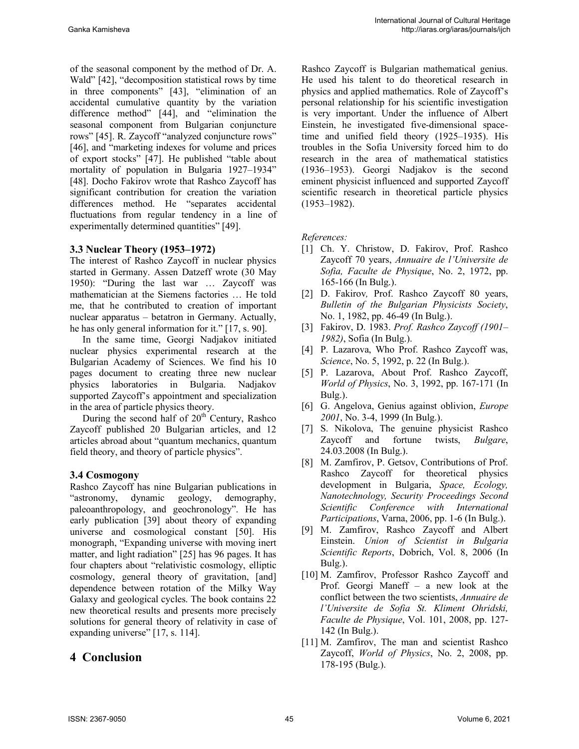of the seasonal component by the method of Dr. A. Wald" [42], "decomposition statistical rows by time in three components" [43], "elimination of an accidental cumulative quantity by the variation difference method" [44], and "elimination the seasonal component from Bulgarian conjuncture rows" [45]. R. Zaycoff "analyzed conjuncture rows" [46], and "marketing indexes for volume and prices of export stocks" [47]. He published "table about mortality of population in Bulgaria 1927–1934" [48]. Docho Fakirov wrote that Rashco Zaycoff has significant contribution for creation the variation differences method. He "separates accidental fluctuations from regular tendency in a line of experimentally determined quantities" [49].

### 3.3 Nuclear Theory (1953–1972)

The interest of Rashco Zaycoff in nuclear physics started in Germany. Assen Datzeff wrote (30 May 1950): "During the last war … Zaycoff was mathematician at the Siemens factories … He told me, that he contributed to creation of important nuclear apparatus – betatron in Germany. Actually, he has only general information for it." [17, s. 90].

In the same time, Georgi Nadjakov initiated nuclear physics experimental research at the Bulgarian Academy of Sciences. We find his 10 pages document to creating three new nuclear physics laboratories in Bulgaria. Nadjakov supported Zaycoff's appointment and specialization in the area of particle physics theory.

During the second half of 20th Century, Rashco Zaycoff published 20 Bulgarian articles, and 12 articles abroad about "quantum mechanics, quantum field theory, and theory of particle physics".

### 3.4 Cosmogony

Rashco Zaycoff has nine Bulgarian publications in "astronomy, dynamic geology, demography, paleoanthropology, and geochronology". He has early publication [39] about theory of expanding universe and cosmological constant [50]. His monograph, "Expanding universe with moving inert matter, and light radiation" [25] has 96 pages. It has four chapters about "relativistic cosmology, elliptic cosmology, general theory of gravitation, [and] dependence between rotation of the Milky Way Galaxy and geological cycles. The book contains 22 new theoretical results and presents more precisely solutions for general theory of relativity in case of expanding universe" [17, s. 114].

## 4 Conclusion

Rashco Zaycoff is Bulgarian mathematical genius. He used his talent to do theoretical research in physics and applied mathematics. Role of Zaycoff's personal relationship for his scientific investigation is very important. Under the influence of Albert Einstein, he investigated five-dimensional space-time and unified field theory (1925–1935). His troubles in the Sofia University forced him to do research in the area of mathematical statistics (1936–1953). Georgi Nadjakov is the second eminent physicist influenced and supported Zaycoff scientific research in theoretical particle physics (1953–1982).

*References:*

[1] Ch. Y. Christow, D. Fakirov, Prof. Rashco Zaycoff 70 years, *Annuaire de l'Universite de Sofia, Faculte de Physique*, No. 2, 1972, pp. 165-166 (In Bulg.).

[2] D. Fakirov, Prof. Rashco Zaycoff 80 years, *Bulletin of the Bulgarian Physicists Society*, No. 1, 1982, pp. 46-49 (In Bulg.).

[3] Fakirov, D. 1983. *Prof. Rashco Zaycoff (1901–1982)*, Sofia (In Bulg.).

[4] P. Lazarova, Who Prof. Rashco Zaycoff was, *Science*, No. 5, 1992, p. 22 (In Bulg.).

[5] P. Lazarova, About Prof. Rashco Zaycoff, *World of Physics*, No. 3, 1992, pp. 167-171 (In Bulg.).

[6] G. Angelova, Genius against oblivion, *Europe 2001*, No. 3-4, 1999 (In Bulg.).

[7] S. Nikolova, The genuine physicist Rashco Zaycoff and fortune twists, *Bulgare*, 24.03.2008 (In Bulg.).

[8] M. Zamfirov, P. Getsov, Contributions of Prof. Rashco Zaycoff for theoretical physics development in Bulgaria, *Space, Ecology, Nanotechnology, Security Proceedings Second Scientific Conference with International Participations*, Varna, 2006, pp. 1-6 (In Bulg.).

[9] M. Zamfirov, Rashco Zaycoff and Albert Einstein. *Union of Scientist in Bulgaria Scientific Reports*, Dobrich, Vol. 8, 2006 (In Bulg.).

[10] M. Zamfirov, Professor Rashco Zaycoff and Prof. Georgi Maneff – a new look at the conflict between the two scientists, *Annuaire de l'Universite de Sofia St. Kliment Ohridski, Faculte de Physique*, Vol. 101, 2008, pp. 127-142 (In Bulg.).

[11] M. Zamfirov, The man and scientist Rashco Zaycoff, *World of Physics*, No. 2, 2008, pp. 178-195 (Bulg.).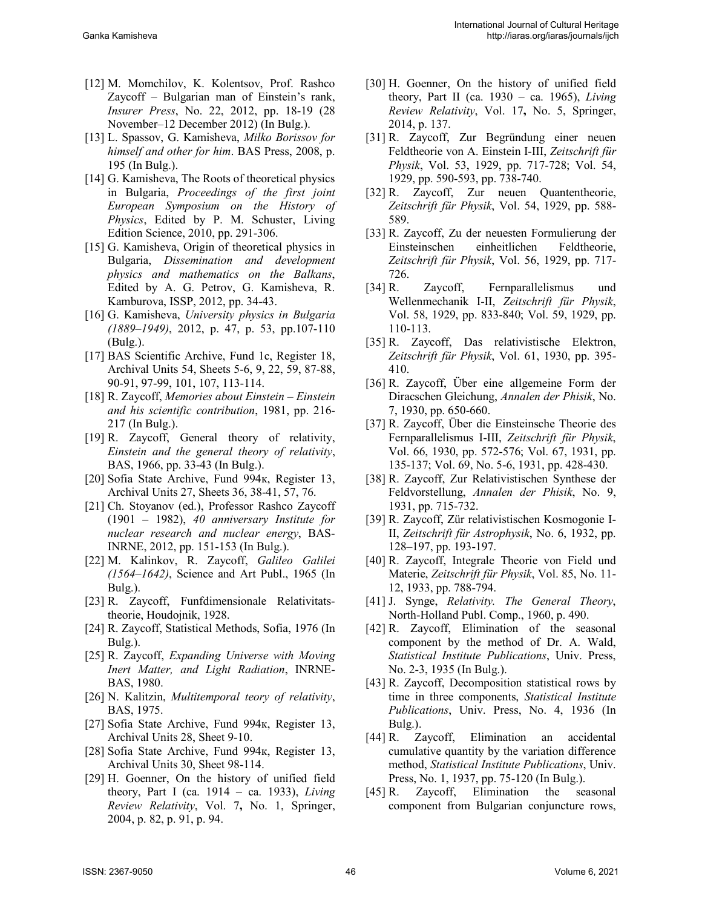[12] M. Momchilov, K. Kolentsov, Prof. Rashco Zaycoff – Bulgarian man of Einstein's rank, *Insurer Press*, No. 22, 2012, pp. 18-19 (28 November–12 December 2012) (In Bulg.).

[13] L. Spassov, G. Kamisheva, *Milko Borissov for himself and other for him*. BAS Press, 2008, p. 195 (In Bulg.).

[14] G. Kamisheva, The Roots of theoretical physics in Bulgaria, *Proceedings of the first joint European Symposium on the History of Physics*, Edited by P. M. Schuster, Living Edition Science, 2010, pp. 291-306.

[15] G. Kamisheva, Origin of theoretical physics in Bulgaria, *Dissemination and development physics and mathematics on the Balkans*, Edited by A. G. Petrov, G. Kamisheva, R. Kamburova, ISSP, 2012, pp. 34-43.

[16] G. Kamisheva, *University physics in Bulgaria (1889–1949)*, 2012, p. 47, p. 53, pp.107-110 (Bulg.).

[17] BAS Scientific Archive, Fund 1c, Register 18, Archival Units 54, Sheets 5-6, 9, 22, 59, 87-88, 90-91, 97-99, 101, 107, 113-114.

[18] R. Zaycoff, *Memories about Einstein – Einstein and his scientific contribution*, 1981, pp. 216-217 (In Bulg.).

[19] R. Zaycoff, General theory of relativity, *Einstein and the general theory of relativity*, BAS, 1966, pp. 33-43 (In Bulg.).

[20] Sofia State Archive, Fund 994к, Register 13, Archival Units 27, Sheets 36, 38-41, 57, 76.

[21] Ch. Stoyanov (ed.), Professor Rashco Zaycoff (1901 – 1982), *40 anniversary Institute for nuclear research and nuclear energy*, BAS-INRNE, 2012, pp. 151-153 (In Bulg.).

[22] M. Kalinkov, R. Zaycoff, *Galileo Galilei (1564–1642)*, Science and Art Publ., 1965 (In Bulg.).

[23] R. Zaycoff, Funfdimensionale Relativitats-theorie, Houdojnik, 1928.

[24] R. Zaycoff, Statistical Methods, Sofia, 1976 (In Bulg.).

[25] R. Zaycoff, *Expanding Universe with Moving Inert Matter, and Light Radiation*, INRNE-BAS, 1980.

[26] N. Kalitzin, *Multitemporal teory of relativity*, BAS, 1975.

[27] Sofia State Archive, Fund 994к, Register 13, Archival Units 28, Sheet 9-10.

[28] Sofia State Archive, Fund 994к, Register 13, Archival Units 30, Sheet 98-114.

[29] H. Goenner, On the history of unified field theory, Part I (ca. 1914 – ca. 1933), *Living Review Relativity*, Vol. 7, No. 1, Springer, 2004, p. 82, p. 91, p. 94.

[30] H. Goenner, On the history of unified field theory, Part II (ca. 1930 – ca. 1965), *Living Review Relativity*, Vol. 17, No. 5, Springer, 2014, p. 137.

[31] R. Zaycoff, Zur Begründung einer neuen Feldtheorie von A. Einstein I-III, *Zeitschrift für Physik*, Vol. 53, 1929, pp. 717-728; Vol. 54, 1929, pp. 590-593, pp. 738-740.

[32] R. Zaycoff, Zur neuen Quantentheorie, *Zeitschrift für Physik*, Vol. 54, 1929, pp. 588-589.

[33] R. Zaycoff, Zu der neuesten Formulierung der Einsteinschen einheitlichen Feldtheorie, *Zeitschrift für Physik*, Vol. 56, 1929, pp. 717-726.

[34] R. Zaycoff, Fernparallelismus und Wellenmechanik I-II, *Zeitschrift für Physik*, Vol. 58, 1929, pp. 833-840; Vol. 59, 1929, pp. 110-113.

[35] R. Zaycoff, Das relativistische Elektron, *Zeitschrift für Physik*, Vol. 61, 1930, pp. 395-410.

[36] R. Zaycoff, Über eine allgemeine Form der Diracschen Gleichung, *Annalen der Phisik*, No. 7, 1930, pp. 650-660.

[37] R. Zaycoff, Über die Einsteinsche Theorie des Fernparallelismus I-III, *Zeitschrift für Physik*, Vol. 66, 1930, pp. 572-576; Vol. 67, 1931, pp. 135-137; Vol. 69, No. 5-6, 1931, pp. 428-430.

[38] R. Zaycoff, Zur Relativistischen Synthese der Feldvorstellung, *Annalen der Phisik*, No. 9, 1931, pp. 715-732.

[39] R. Zaycoff, Zür relativistischen Kosmogonie I-II, *Zeitschrift für Astrophysik*, No. 6, 1932, pp. 128–197, pp. 193-197.

[40] R. Zaycoff, Integrale Theorie von Field und Materie, *Zeitschrift für Physik*, Vol. 85, No. 11-12, 1933, pp. 788-794.

[41] J. Synge, *Relativity. The General Theory*, North-Holland Publ. Comp., 1960, p. 490.

[42] R. Zaycoff, Elimination of the seasonal component by the method of Dr. A. Wald, *Statistical Institute Publications*, Univ. Press, No. 2-3, 1935 (In Bulg.).

[43] R. Zaycoff, Decomposition statistical rows by time in three components, *Statistical Institute Publications*, Univ. Press, No. 4, 1936 (In Bulg.).

[44] R. Zaycoff, Elimination an accidental cumulative quantity by the variation difference method, *Statistical Institute Publications*, Univ. Press, No. 1, 1937, pp. 75-120 (In Bulg.).

[45] R. Zaycoff, Elimination the seasonal component from Bulgarian conjuncture rows,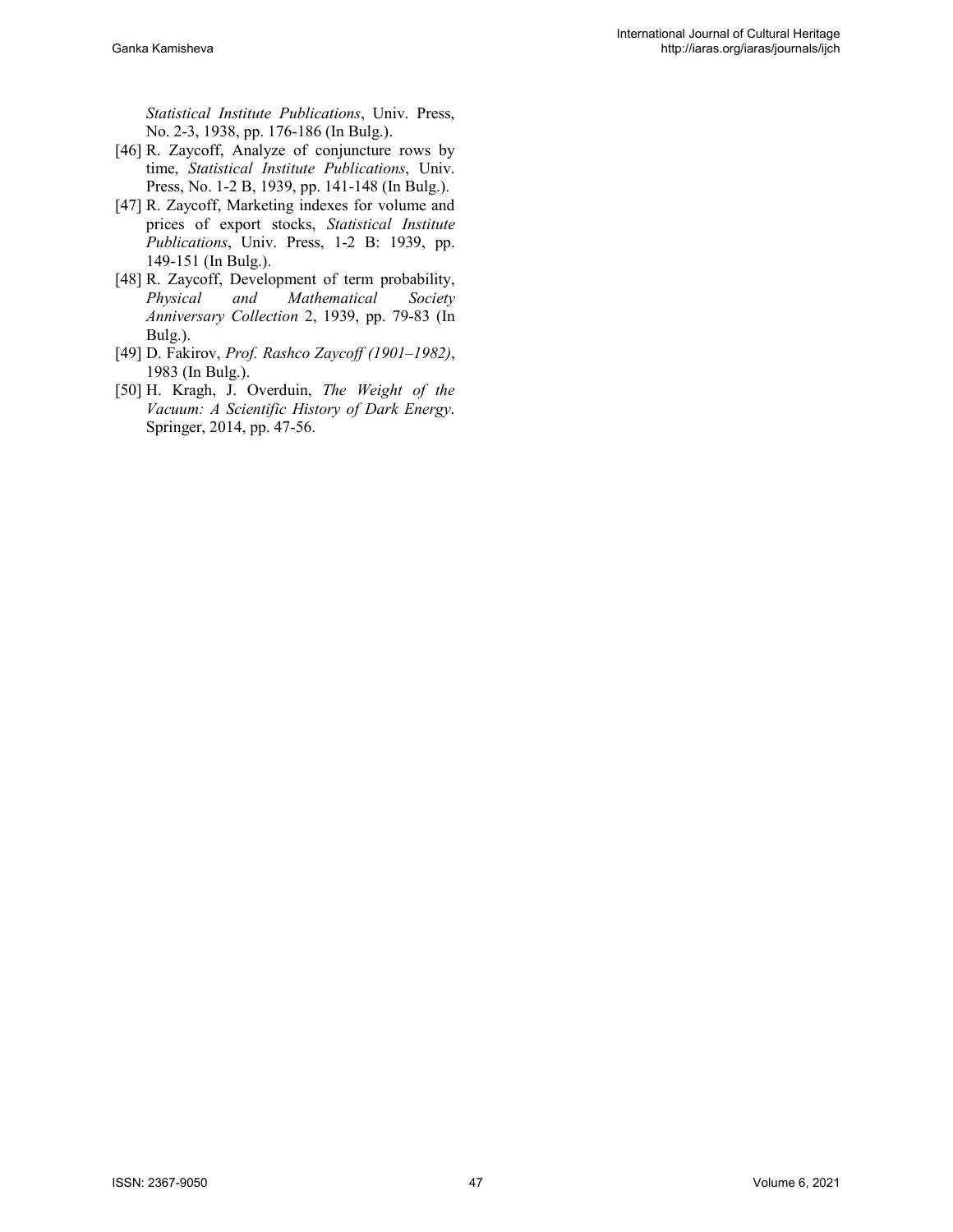*Statistical Institute Publications*, Univ. Press, No. 2-3, 1938, pp. 176-186 (In Bulg.).

[46] R. Zaycoff, Analyze of conjuncture rows by time, *Statistical Institute Publications*, Univ. Press, No. 1-2 B, 1939, pp. 141-148 (In Bulg.).

[47] R. Zaycoff, Marketing indexes for volume and prices of export stocks, *Statistical Institute Publications*, Univ. Press, 1-2 B: 1939, pp. 149-151 (In Bulg.).

[48] R. Zaycoff, Development of term probability, *Physical and Mathematical Society Anniversary Collection* 2, 1939, pp. 79-83 (In Bulg.).

[49] D. Fakirov, *Prof. Rashco Zaycoff (1901–1982)*, 1983 (In Bulg.).

[50] H. Kragh, J. Overduin, *The Weight of the Vacuum: A Scientific History of Dark Energy*. Springer, 2014, pp. 47-56.